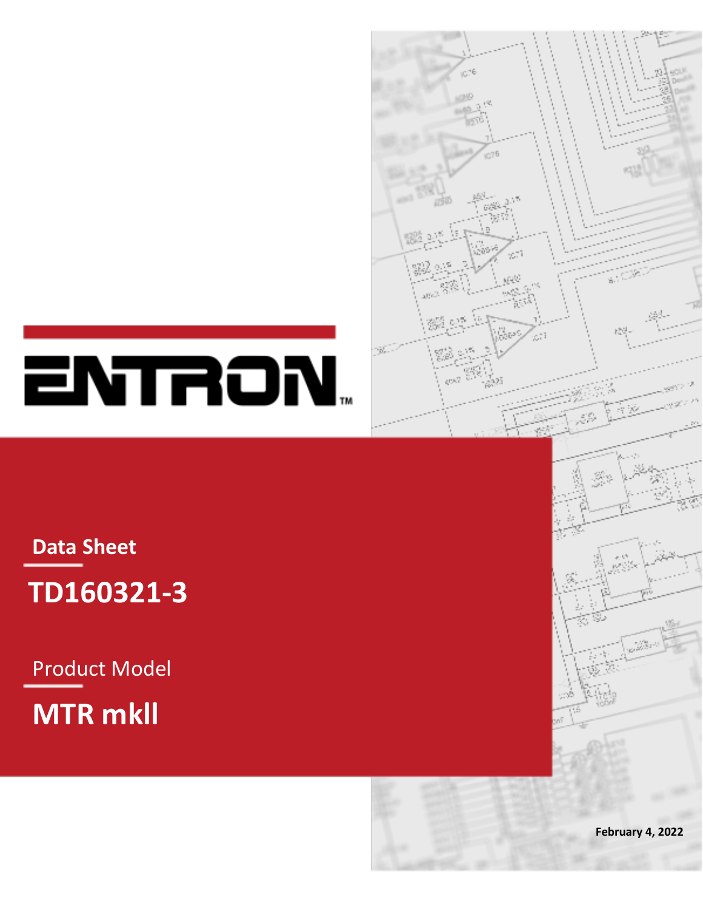# ENTRON™

Data Sheet

## TD160321-3

Product Model

## MTR mkll

February 4, 2022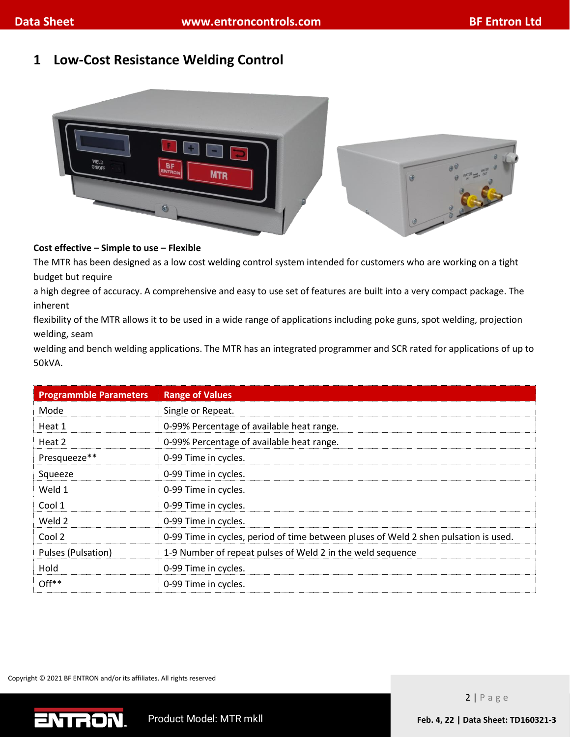# 1 Low-Cost Resistance Welding Control

**Cost effective – Simple to use – Flexible**

The MTR has been designed as a low cost welding control system intended for customers who are working on a tight budget but require
a high degree of accuracy. A comprehensive and easy to use set of features are built into a very compact package. The inherent
flexibility of the MTR allows it to be used in a wide range of applications including poke guns, spot welding, projection welding, seam
welding and bench welding applications. The MTR has an integrated programmer and SCR rated for applications of up to 50kVA.

| Programmble Parameters | Range of Values |
|---|---|
| Mode | Single or Repeat. |
| Heat 1 | 0-99% Percentage of available heat range. |
| Heat 2 | 0-99% Percentage of available heat range. |
| Presqueeze** | 0-99 Time in cycles. |
| Squeeze | 0-99 Time in cycles. |
| Weld 1 | 0-99 Time in cycles. |
| Cool 1 | 0-99 Time in cycles. |
| Weld 2 | 0-99 Time in cycles. |
| Cool 2 | 0-99 Time in cycles, period of time between pluses of Weld 2 shen pulsation is used. |
| Pulses (Pulsation) | 1-9 Number of repeat pulses of Weld 2 in the weld sequence |
| Hold | 0-99 Time in cycles. |
| Off** | 0-99 Time in cycles. |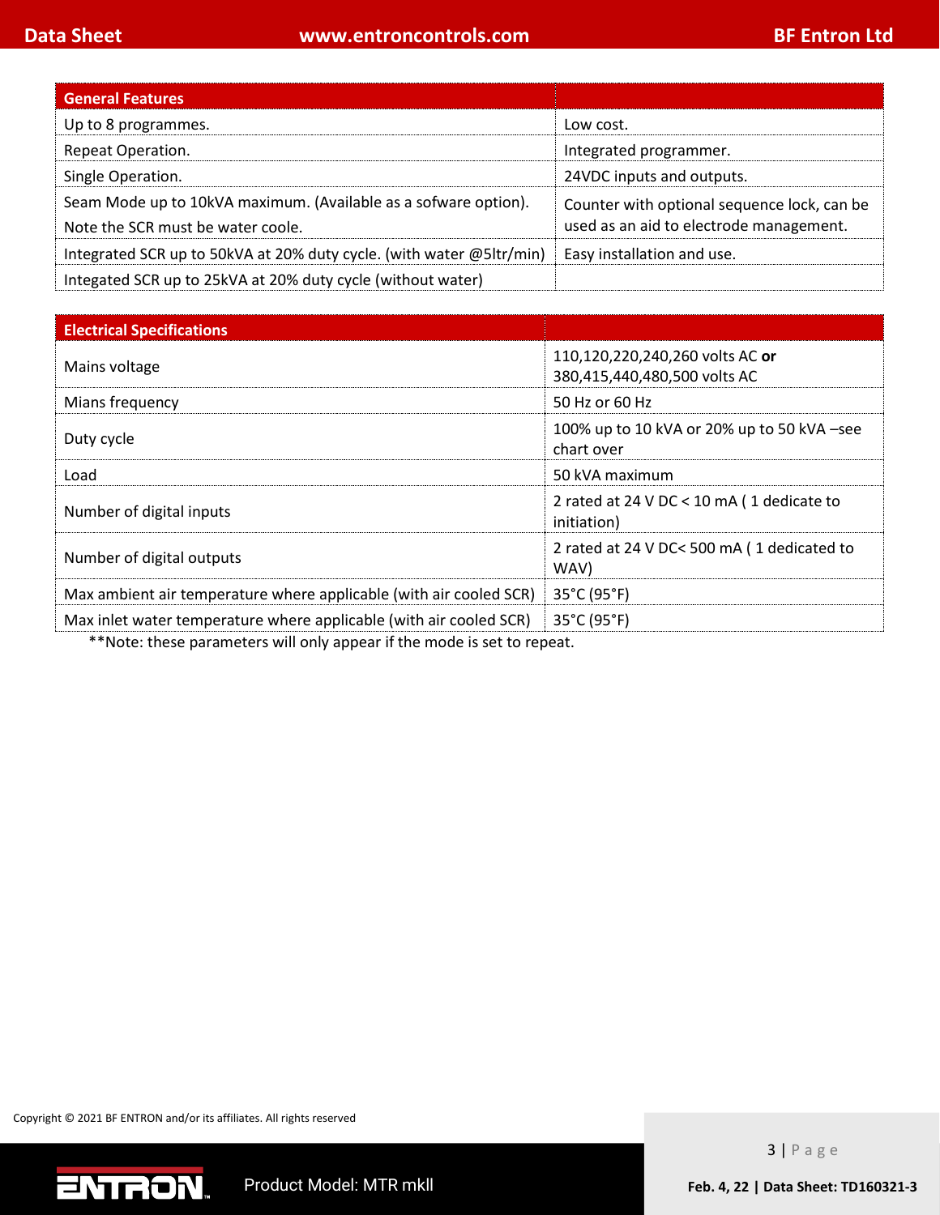| General Features | |
|---|---|
| Up to 8 programmes. | Low cost. |
| Repeat Operation. | Integrated programmer. |
| Single Operation. | 24VDC inputs and outputs. |
| Seam Mode up to 10kVA maximum. (Available as a sofware option). Note the SCR must be water coole. | Counter with optional sequence lock, can be used as an aid to electrode management. |
| Integrated SCR up to 50kVA at 20% duty cycle. (with water @5ltr/min) | Easy installation and use. |
| Integated SCR up to 25kVA at 20% duty cycle (without water) | |

| Electrical Specifications | |
|---|---|
| Mains voltage | 110,120,220,240,260 volts AC **or** 380,415,440,480,500 volts AC |
| Mians frequency | 50 Hz or 60 Hz |
| Duty cycle | 100% up to 10 kVA or 20% up to 50 kVA –see chart over |
| Load | 50 kVA maximum |
| Number of digital inputs | 2 rated at 24 V DC < 10 mA ( 1 dedicate to initiation) |
| Number of digital outputs | 2 rated at 24 V DC< 500 mA ( 1 dedicated to WAV) |
| Max ambient air temperature where applicable (with air cooled SCR) | 35°C (95°F) |
| Max inlet water temperature where applicable (with air cooled SCR) | 35°C (95°F) |

**Note: these parameters will only appear if the mode is set to repeat.

Copyright © 2021 BF ENTRON and/or its affiliates. All rights reserved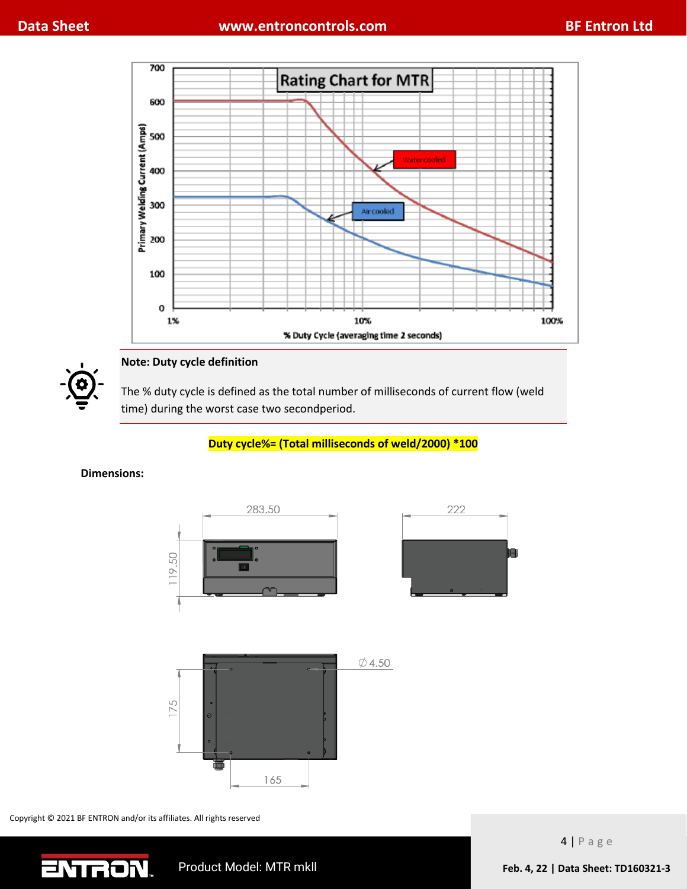Rating Chart for MTR

Primary Welding Current (Amps)

% Duty Cycle (averaging time 2 seconds)

Watercooled

Air cooled

**Note: Duty cycle definition**

The % duty cycle is defined as the total number of milliseconds of current flow (weld time) during the worst case two secondperiod.

**Duty cycle%= (Total milliseconds of weld/2000) *100**

**Dimensions:**

283.50

222

119.50

∅ 4.50

175

165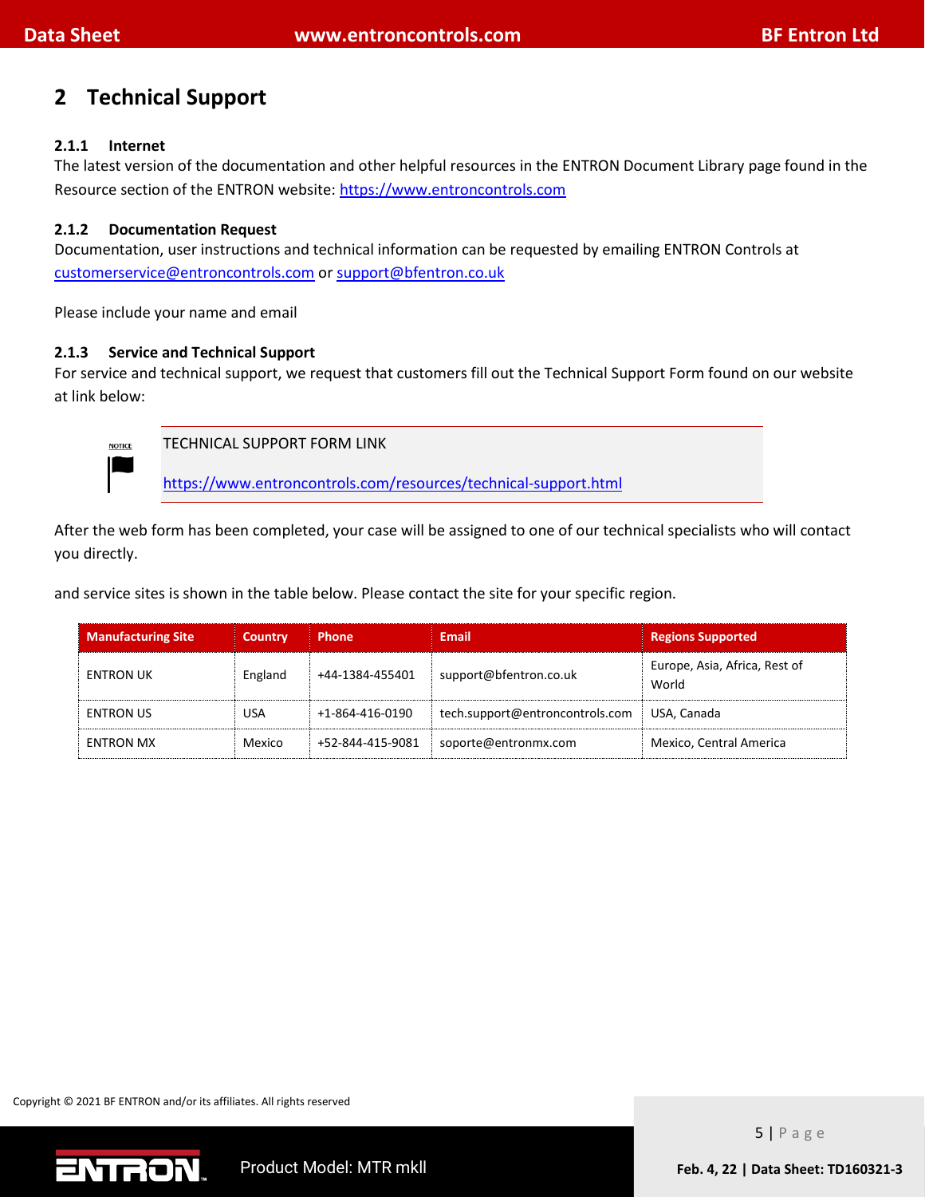# 2 Technical Support

### 2.1.1 Internet

The latest version of the documentation and other helpful resources in the ENTRON Document Library page found in the Resource section of the ENTRON website: https://www.entroncontrols.com

### 2.1.2 Documentation Request

Documentation, user instructions and technical information can be requested by emailing ENTRON Controls at customerservice@entroncontrols.com or support@bfentron.co.uk

Please include your name and email

### 2.1.3 Service and Technical Support

For service and technical support, we request that customers fill out the Technical Support Form found on our website at link below:

NOTICE

TECHNICAL SUPPORT FORM LINK

https://www.entroncontrols.com/resources/technical-support.html

After the web form has been completed, your case will be assigned to one of our technical specialists who will contact you directly.

and service sites is shown in the table below. Please contact the site for your specific region.

| Manufacturing Site | Country | Phone | Email | Regions Supported |
|---|---|---|---|---|
| ENTRON UK | England | +44-1384-455401 | support@bfentron.co.uk | Europe, Asia, Africa, Rest of World |
| ENTRON US | USA | +1-864-416-0190 | tech.support@entroncontrols.com | USA, Canada |
| ENTRON MX | Mexico | +52-844-415-9081 | soporte@entronmx.com | Mexico, Central America |

Copyright © 2021 BF ENTRON and/or its affiliates. All rights reserved